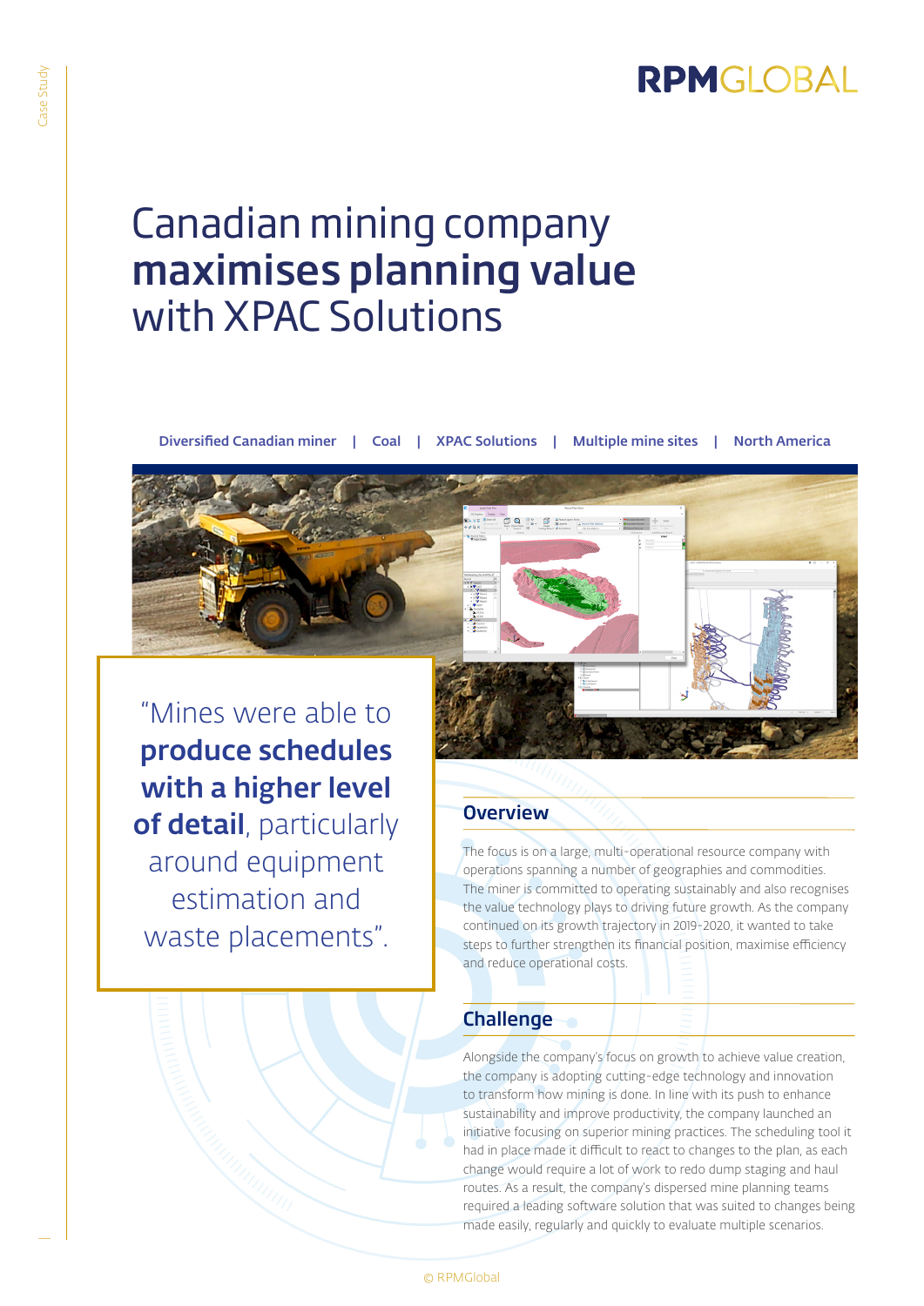# Canadian mining company **maximises planning value** with XPAC Solutions

**Diversified Canadian miner | Coal | XPAC Solutions | Multiple mine sites | North America**

> "Mines were able to **produce schedules with a higher level of detail**, particularly around equipment estimation and waste placements".

## Overview

The focus is on a large, multi-operational resource company with operations spanning a number of geographies and commodities. The miner is committed to operating sustainably and also recognises the value technology plays to driving future growth. As the company continued on its growth trajectory in 2019-2020, it wanted to take steps to further strengthen its financial position, maximise efficiency and reduce operational costs.

## Challenge

Alongside the company's focus on growth to achieve value creation, the company is adopting cutting-edge technology and innovation to transform how mining is done. In line with its push to enhance sustainability and improve productivity, the company launched an initiative focusing on superior mining practices. The scheduling tool it had in place made it difficult to react to changes to the plan, as each change would require a lot of work to redo dump staging and haul routes. As a result, the company's dispersed mine planning teams required a leading software solution that was suited to changes being made easily, regularly and quickly to evaluate multiple scenarios.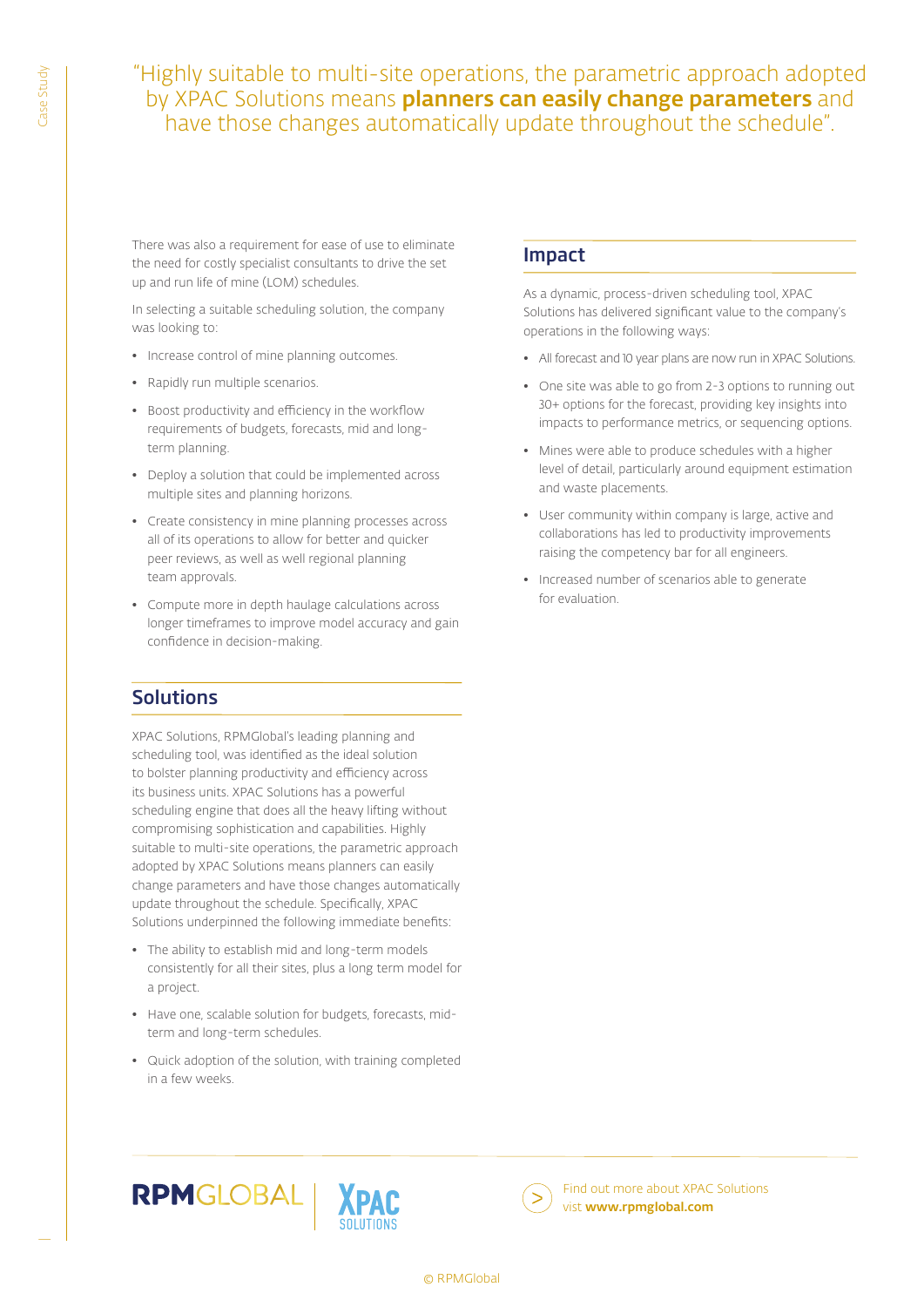"Highly suitable to multi-site operations, the parametric approach adopted by XPAC Solutions means **planners can easily change parameters** and have those changes automatically update throughout the schedule".

There was also a requirement for ease of use to eliminate the need for costly specialist consultants to drive the set up and run life of mine (LOM) schedules.

In selecting a suitable scheduling solution, the company was looking to:

- Increase control of mine planning outcomes.
- Rapidly run multiple scenarios.
- Boost productivity and efficiency in the workflow requirements of budgets, forecasts, mid and long-term planning.
- Deploy a solution that could be implemented across multiple sites and planning horizons.
- Create consistency in mine planning processes across all of its operations to allow for better and quicker peer reviews, as well as well regional planning team approvals.
- Compute more in depth haulage calculations across longer timeframes to improve model accuracy and gain confidence in decision-making.

## Solutions

XPAC Solutions, RPMGlobal's leading planning and scheduling tool, was identified as the ideal solution to bolster planning productivity and efficiency across its business units. XPAC Solutions has a powerful scheduling engine that does all the heavy lifting without compromising sophistication and capabilities. Highly suitable to multi-site operations, the parametric approach adopted by XPAC Solutions means planners can easily change parameters and have those changes automatically update throughout the schedule. Specifically, XPAC Solutions underpinned the following immediate benefits:

- The ability to establish mid and long-term models consistently for all their sites, plus a long term model for a project.
- Have one, scalable solution for budgets, forecasts, mid-term and long-term schedules.
- Quick adoption of the solution, with training completed in a few weeks.

## Impact

As a dynamic, process-driven scheduling tool, XPAC Solutions has delivered significant value to the company's operations in the following ways:

- All forecast and 10 year plans are now run in XPAC Solutions.
- One site was able to go from 2-3 options to running out 30+ options for the forecast, providing key insights into impacts to performance metrics, or sequencing options.
- Mines were able to produce schedules with a higher level of detail, particularly around equipment estimation and waste placements.
- User community within company is large, active and collaborations has led to productivity improvements raising the competency bar for all engineers.
- Increased number of scenarios able to generate for evaluation.

RPMGLOBAL | XPAC SOLUTIONS

Find out more about XPAC Solutions
vist **www.rpmglobal.com**

© RPMGlobal